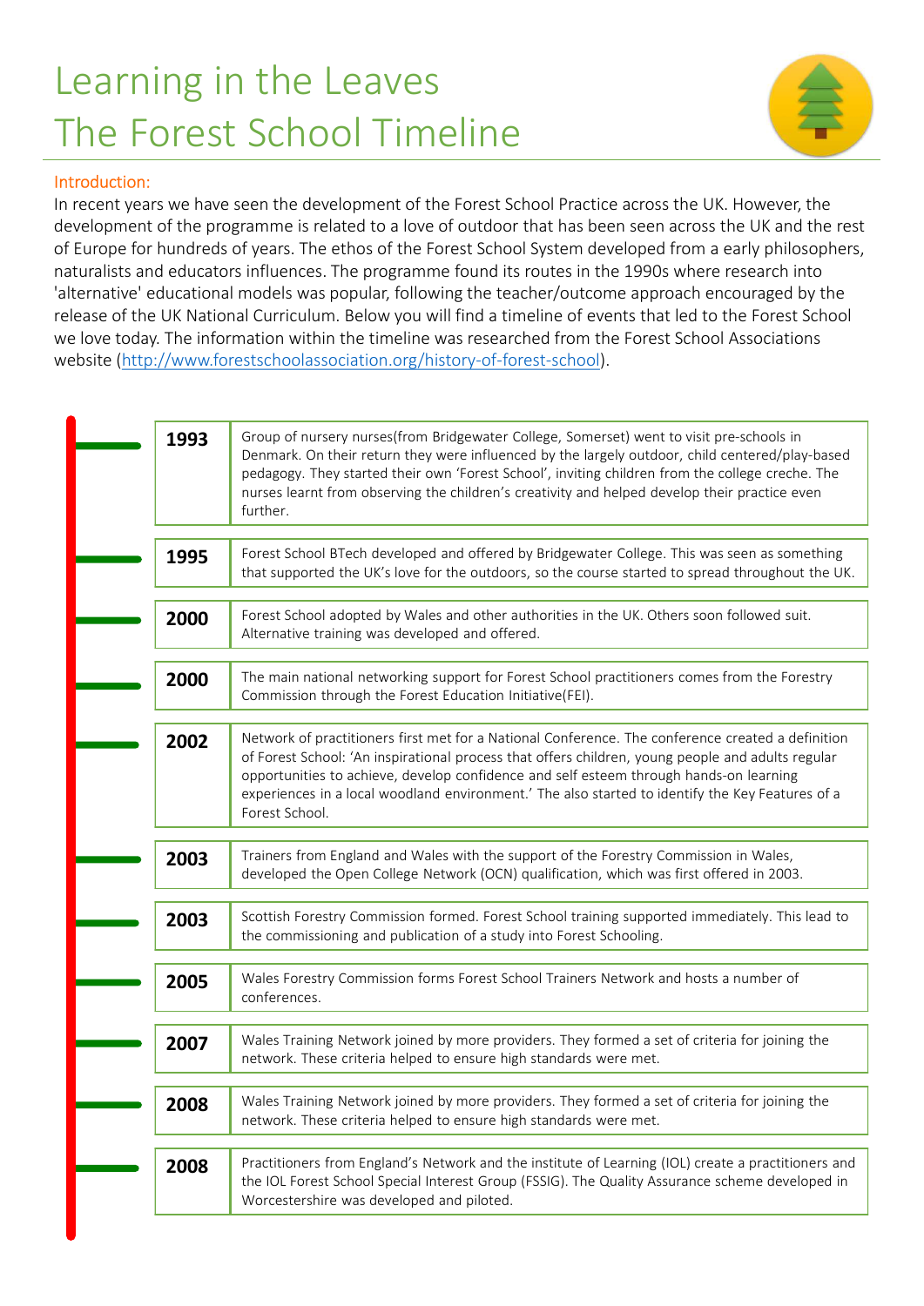# Learning in the Leaves
# The Forest School Timeline

**Introduction:**

In recent years we have seen the development of the Forest School Practice across the UK. However, the development of the programme is related to a love of outdoor that has been seen across the UK and the rest of Europe for hundreds of years. The ethos of the Forest School System developed from a early philosophers, naturalists and educators influences. The programme found its routes in the 1990s where research into 'alternative' educational models was popular, following the teacher/outcome approach encouraged by the release of the UK National Curriculum. Below you will find a timeline of events that led to the Forest School we love today. The information within the timeline was researched from the Forest School Associations website (http://www.forestschoolassociation.org/history-of-forest-school).

| Year | Event |
|---|---|
| **1993** | Group of nursery nurses(from Bridgewater College, Somerset) went to visit pre-schools in Denmark. On their return they were influenced by the largely outdoor, child centered/play-based pedagogy. They started their own 'Forest School', inviting children from the college creche. The nurses learnt from observing the children's creativity and helped develop their practice even further. |
| **1995** | Forest School BTech developed and offered by Bridgewater College. This was seen as something that supported the UK's love for the outdoors, so the course started to spread throughout the UK. |
| **2000** | Forest School adopted by Wales and other authorities in the UK. Others soon followed suit. Alternative training was developed and offered. |
| **2000** | The main national networking support for Forest School practitioners comes from the Forestry Commission through the Forest Education Initiative(FEI). |
| **2002** | Network of practitioners first met for a National Conference. The conference created a definition of Forest School: 'An inspirational process that offers children, young people and adults regular opportunities to achieve, develop confidence and self esteem through hands-on learning experiences in a local woodland environment.' The also started to identify the Key Features of a Forest School. |
| **2003** | Trainers from England and Wales with the support of the Forestry Commission in Wales, developed the Open College Network (OCN) qualification, which was first offered in 2003. |
| **2003** | Scottish Forestry Commission formed. Forest School training supported immediately. This lead to the commissioning and publication of a study into Forest Schooling. |
| **2005** | Wales Forestry Commission forms Forest School Trainers Network and hosts a number of conferences. |
| **2007** | Wales Training Network joined by more providers. They formed a set of criteria for joining the network. These criteria helped to ensure high standards were met. |
| **2008** | Wales Training Network joined by more providers. They formed a set of criteria for joining the network. These criteria helped to ensure high standards were met. |
| **2008** | Practitioners from England's Network and the institute of Learning (IOL) create a practitioners and the IOL Forest School Special Interest Group (FSSIG). The Quality Assurance scheme developed in Worcestershire was developed and piloted. |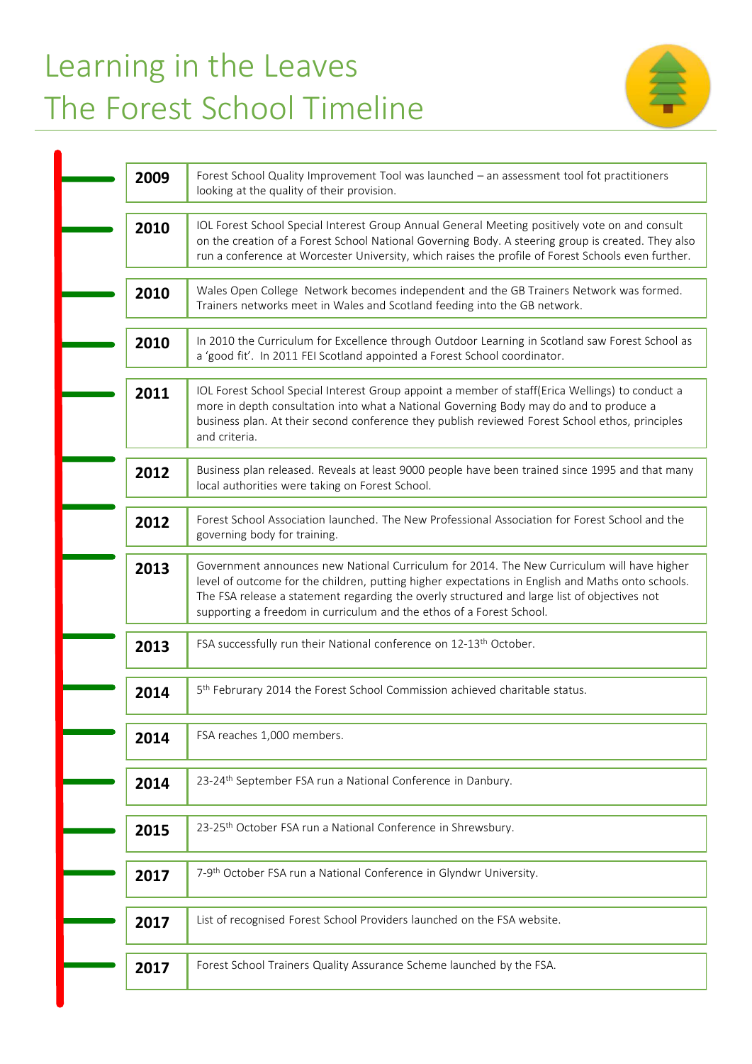# Learning in the Leaves
# The Forest School Timeline

| | |
|---|---|
| **2009** | Forest School Quality Improvement Tool was launched – an assessment tool fot practitioners looking at the quality of their provision. |
| **2010** | IOL Forest School Special Interest Group Annual General Meeting positively vote on and consult on the creation of a Forest School National Governing Body. A steering group is created. They also run a conference at Worcester University, which raises the profile of Forest Schools even further. |
| **2010** | Wales Open College Network becomes independent and the GB Trainers Network was formed. Trainers networks meet in Wales and Scotland feeding into the GB network. |
| **2010** | In 2010 the Curriculum for Excellence through Outdoor Learning in Scotland saw Forest School as a 'good fit'. In 2011 FEI Scotland appointed a Forest School coordinator. |
| **2011** | IOL Forest School Special Interest Group appoint a member of staff(Erica Wellings) to conduct a more in depth consultation into what a National Governing Body may do and to produce a business plan. At their second conference they publish reviewed Forest School ethos, principles and criteria. |
| **2012** | Business plan released. Reveals at least 9000 people have been trained since 1995 and that many local authorities were taking on Forest School. |
| **2012** | Forest School Association launched. The New Professional Association for Forest School and the governing body for training. |
| **2013** | Government announces new National Curriculum for 2014. The New Curriculum will have higher level of outcome for the children, putting higher expectations in English and Maths onto schools. The FSA release a statement regarding the overly structured and large list of objectives not supporting a freedom in curriculum and the ethos of a Forest School. |
| **2013** | FSA successfully run their National conference on 12-13th October. |
| **2014** | 5th Februrary 2014 the Forest School Commission achieved charitable status. |
| **2014** | FSA reaches 1,000 members. |
| **2014** | 23-24th September FSA run a National Conference in Danbury. |
| **2015** | 23-25th October FSA run a National Conference in Shrewsbury. |
| **2017** | 7-9th October FSA run a National Conference in Glyndwr University. |
| **2017** | List of recognised Forest School Providers launched on the FSA website. |
| **2017** | Forest School Trainers Quality Assurance Scheme launched by the FSA. |